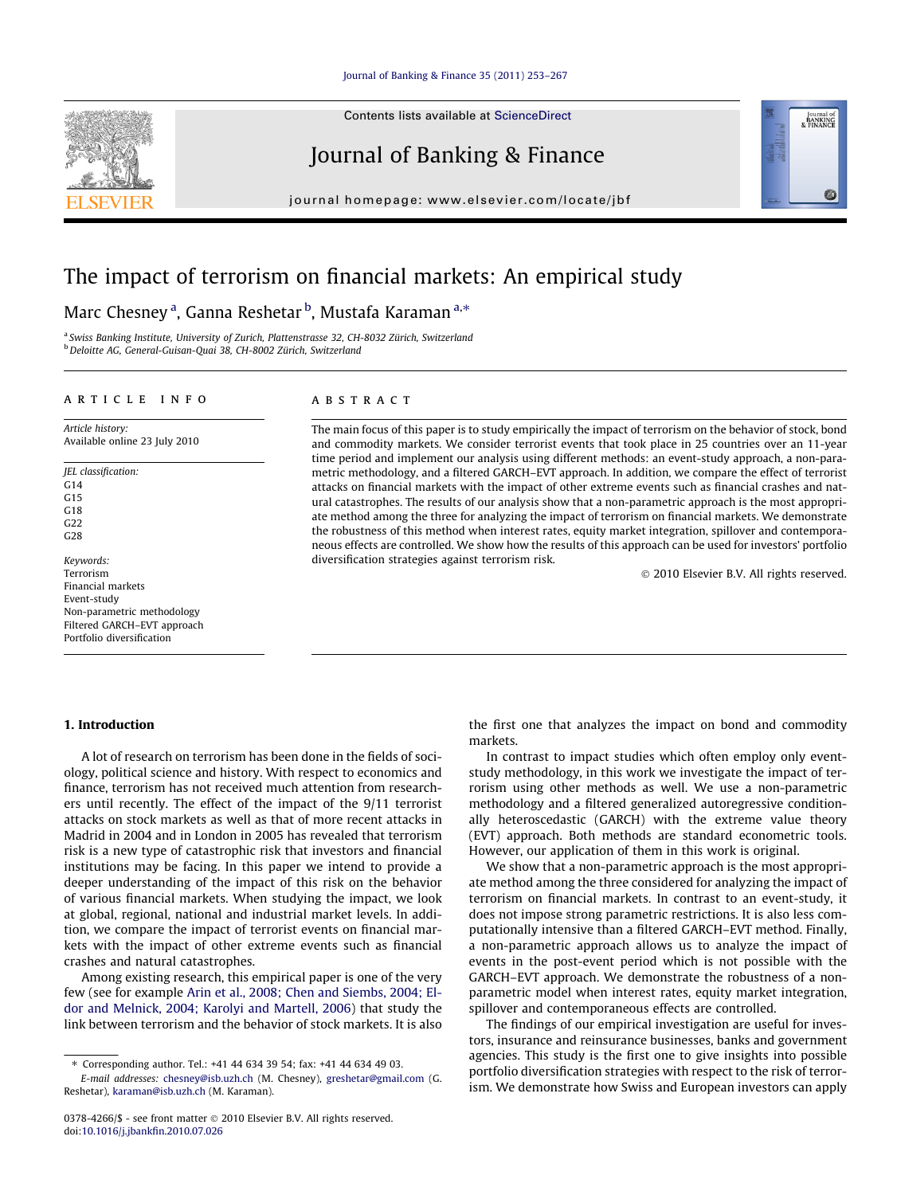# The impact of terrorism on financial markets: An empirical study

Marc Chesney [a], Ganna Reshetar [b], Mustafa Karaman [a,*]

[a] Swiss Banking Institute, University of Zurich, Plattenstrasse 32, CH-8032 Zürich, Switzerland
[b] Deloitte AG, General-Guisan-Quai 38, CH-8002 Zürich, Switzerland

## ARTICLE INFO

*Article history:*
Available online 23 July 2010

*JEL classification:*
G14
G15
G18
G22
G28

*Keywords:*
Terrorism
Financial markets
Event-study
Non-parametric methodology
Filtered GARCH–EVT approach
Portfolio diversification

## ABSTRACT

The main focus of this paper is to study empirically the impact of terrorism on the behavior of stock, bond and commodity markets. We consider terrorist events that took place in 25 countries over an 11-year time period and implement our analysis using different methods: an event-study approach, a non-parametric methodology, and a filtered GARCH–EVT approach. In addition, we compare the effect of terrorist attacks on financial markets with the impact of other extreme events such as financial crashes and natural catastrophes. The results of our analysis show that a non-parametric approach is the most appropriate method among the three for analyzing the impact of terrorism on financial markets. We demonstrate the robustness of this method when interest rates, equity market integration, spillover and contemporaneous effects are controlled. We show how the results of this approach can be used for investors' portfolio diversification strategies against terrorism risk.

© 2010 Elsevier B.V. All rights reserved.

## 1. Introduction

A lot of research on terrorism has been done in the fields of sociology, political science and history. With respect to economics and finance, terrorism has not received much attention from researchers until recently. The effect of the impact of the 9/11 terrorist attacks on stock markets as well as that of more recent attacks in Madrid in 2004 and in London in 2005 has revealed that terrorism risk is a new type of catastrophic risk that investors and financial institutions may be facing. In this paper we intend to provide a deeper understanding of the impact of this risk on the behavior of various financial markets. When studying the impact, we look at global, regional, national and industrial market levels. In addition, we compare the impact of terrorist events on financial markets with the impact of other extreme events such as financial crashes and natural catastrophes.

Among existing research, this empirical paper is one of the very few (see for example Arin et al., 2008; Chen and Siembs, 2004; Eldor and Melnick, 2004; Karolyi and Martell, 2006) that study the link between terrorism and the behavior of stock markets. It is also the first one that analyzes the impact on bond and commodity markets.

In contrast to impact studies which often employ only event-study methodology, in this work we investigate the impact of terrorism using other methods as well. We use a non-parametric methodology and a filtered generalized autoregressive conditionally heteroscedastic (GARCH) with the extreme value theory (EVT) approach. Both methods are standard econometric tools. However, our application of them in this work is original.

We show that a non-parametric approach is the most appropriate method among the three considered for analyzing the impact of terrorism on financial markets. In contrast to an event-study, it does not impose strong parametric restrictions. It is also less computationally intensive than a filtered GARCH–EVT method. Finally, a non-parametric approach allows us to analyze the impact of events in the post-event period which is not possible with the GARCH–EVT approach. We demonstrate the robustness of a non-parametric model when interest rates, equity market integration, spillover and contemporaneous effects are controlled.

The findings of our empirical investigation are useful for investors, insurance and reinsurance businesses, banks and government agencies. This study is the first one to give insights into possible portfolio diversification strategies with respect to the risk of terrorism. We demonstrate how Swiss and European investors can apply

---

* Corresponding author. Tel.: +41 44 634 39 54; fax: +41 44 634 49 03.
*E-mail addresses:* chesney@isb.uzh.ch (M. Chesney), greshetar@gmail.com (G. Reshetar), karaman@isb.uzh.ch (M. Karaman).

0378-4266/$ - see front matter © 2010 Elsevier B.V. All rights reserved.
doi:10.1016/j.jbankfin.2010.07.026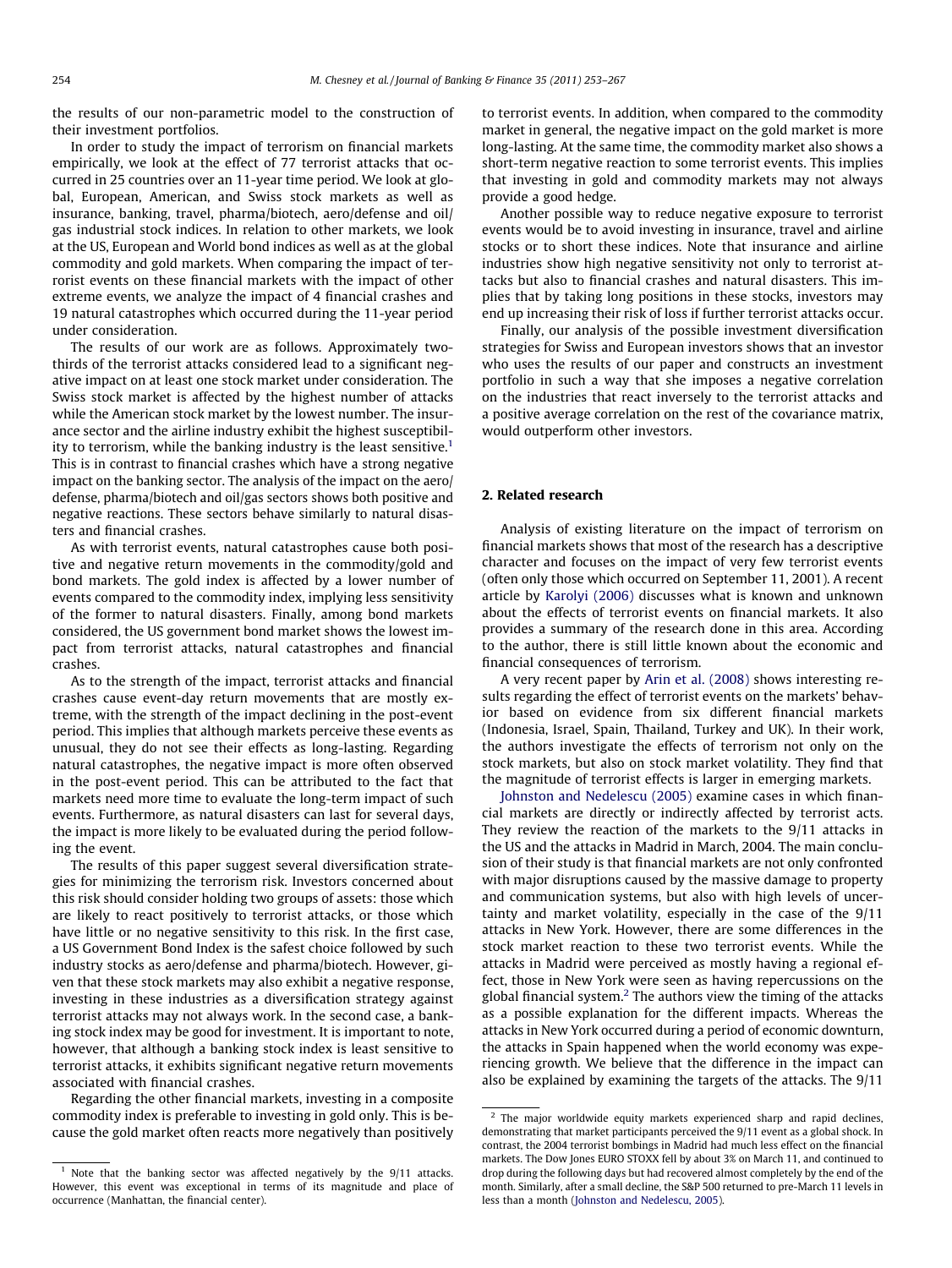the results of our non-parametric model to the construction of their investment portfolios.

In order to study the impact of terrorism on financial markets empirically, we look at the effect of 77 terrorist attacks that occurred in 25 countries over an 11-year time period. We look at global, European, American, and Swiss stock markets as well as insurance, banking, travel, pharma/biotech, aero/defense and oil/gas industrial stock indices. In relation to other markets, we look at the US, European and World bond indices as well as at the global commodity and gold markets. When comparing the impact of terrorist events on these financial markets with the impact of other extreme events, we analyze the impact of 4 financial crashes and 19 natural catastrophes which occurred during the 11-year period under consideration.

The results of our work are as follows. Approximately two-thirds of the terrorist attacks considered lead to a significant negative impact on at least one stock market under consideration. The Swiss stock market is affected by the highest number of attacks while the American stock market by the lowest number. The insurance sector and the airline industry exhibit the highest susceptibility to terrorism, while the banking industry is the least sensitive.[1] This is in contrast to financial crashes which have a strong negative impact on the banking sector. The analysis of the impact on the aero/defense, pharma/biotech and oil/gas sectors shows both positive and negative reactions. These sectors behave similarly to natural disasters and financial crashes.

As with terrorist events, natural catastrophes cause both positive and negative return movements in the commodity/gold and bond markets. The gold index is affected by a lower number of events compared to the commodity index, implying less sensitivity of the former to natural disasters. Finally, among bond markets considered, the US government bond market shows the lowest impact from terrorist attacks, natural catastrophes and financial crashes.

As to the strength of the impact, terrorist attacks and financial crashes cause event-day return movements that are mostly extreme, with the strength of the impact declining in the post-event period. This implies that although markets perceive these events as unusual, they do not see their effects as long-lasting. Regarding natural catastrophes, the negative impact is more often observed in the post-event period. This can be attributed to the fact that markets need more time to evaluate the long-term impact of such events. Furthermore, as natural disasters can last for several days, the impact is more likely to be evaluated during the period following the event.

The results of this paper suggest several diversification strategies for minimizing the terrorism risk. Investors concerned about this risk should consider holding two groups of assets: those which are likely to react positively to terrorist attacks, or those which have little or no negative sensitivity to this risk. In the first case, a US Government Bond Index is the safest choice followed by such industry stocks as aero/defense and pharma/biotech. However, given that these stock markets may also exhibit a negative response, investing in these industries as a diversification strategy against terrorist attacks may not always work. In the second case, a banking stock index may be good for investment. It is important to note, however, that although a banking stock index is least sensitive to terrorist attacks, it exhibits significant negative return movements associated with financial crashes.

Regarding the other financial markets, investing in a composite commodity index is preferable to investing in gold only. This is because the gold market often reacts more negatively than positively to terrorist events. In addition, when compared to the commodity market in general, the negative impact on the gold market is more long-lasting. At the same time, the commodity market also shows a short-term negative reaction to some terrorist events. This implies that investing in gold and commodity markets may not always provide a good hedge.

Another possible way to reduce negative exposure to terrorist events would be to avoid investing in insurance, travel and airline stocks or to short these indices. Note that insurance and airline industries show high negative sensitivity not only to terrorist attacks but also to financial crashes and natural disasters. This implies that by taking long positions in these stocks, investors may end up increasing their risk of loss if further terrorist attacks occur.

Finally, our analysis of the possible investment diversification strategies for Swiss and European investors shows that an investor who uses the results of our paper and constructs an investment portfolio in such a way that she imposes a negative correlation on the industries that react inversely to the terrorist attacks and a positive average correlation on the rest of the covariance matrix, would outperform other investors.

## 2. Related research

Analysis of existing literature on the impact of terrorism on financial markets shows that most of the research has a descriptive character and focuses on the impact of very few terrorist events (often only those which occurred on September 11, 2001). A recent article by Karolyi (2006) discusses what is known and unknown about the effects of terrorist events on financial markets. It also provides a summary of the research done in this area. According to the author, there is still little known about the economic and financial consequences of terrorism.

A very recent paper by Arin et al. (2008) shows interesting results regarding the effect of terrorist events on the markets' behavior based on evidence from six different financial markets (Indonesia, Israel, Spain, Thailand, Turkey and UK). In their work, the authors investigate the effects of terrorism not only on the stock markets, but also on stock market volatility. They find that the magnitude of terrorist effects is larger in emerging markets.

Johnston and Nedelescu (2005) examine cases in which financial markets are directly or indirectly affected by terrorist acts. They review the reaction of the markets to the 9/11 attacks in the US and the attacks in Madrid in March, 2004. The main conclusion of their study is that financial markets are not only confronted with major disruptions caused by the massive damage to property and communication systems, but also with high levels of uncertainty and market volatility, especially in the case of the 9/11 attacks in New York. However, there are some differences in the stock market reaction to these two terrorist events. While the attacks in Madrid were perceived as mostly having a regional effect, those in New York were seen as having repercussions on the global financial system.[2] The authors view the timing of the attacks as a possible explanation for the different impacts. Whereas the attacks in New York occurred during a period of economic downturn, the attacks in Spain happened when the world economy was experiencing growth. We believe that the difference in the impact can also be explained by examining the targets of the attacks. The 9/11

[1] Note that the banking sector was affected negatively by the 9/11 attacks. However, this event was exceptional in terms of its magnitude and place of occurrence (Manhattan, the financial center).

[2] The major worldwide equity markets experienced sharp and rapid declines, demonstrating that market participants perceived the 9/11 event as a global shock. In contrast, the 2004 terrorist bombings in Madrid had much less effect on the financial markets. The Dow Jones EURO STOXX fell by about 3% on March 11, and continued to drop during the following days but had recovered almost completely by the end of the month. Similarly, after a small decline, the S&P 500 returned to pre-March 11 levels in less than a month (Johnston and Nedelescu, 2005).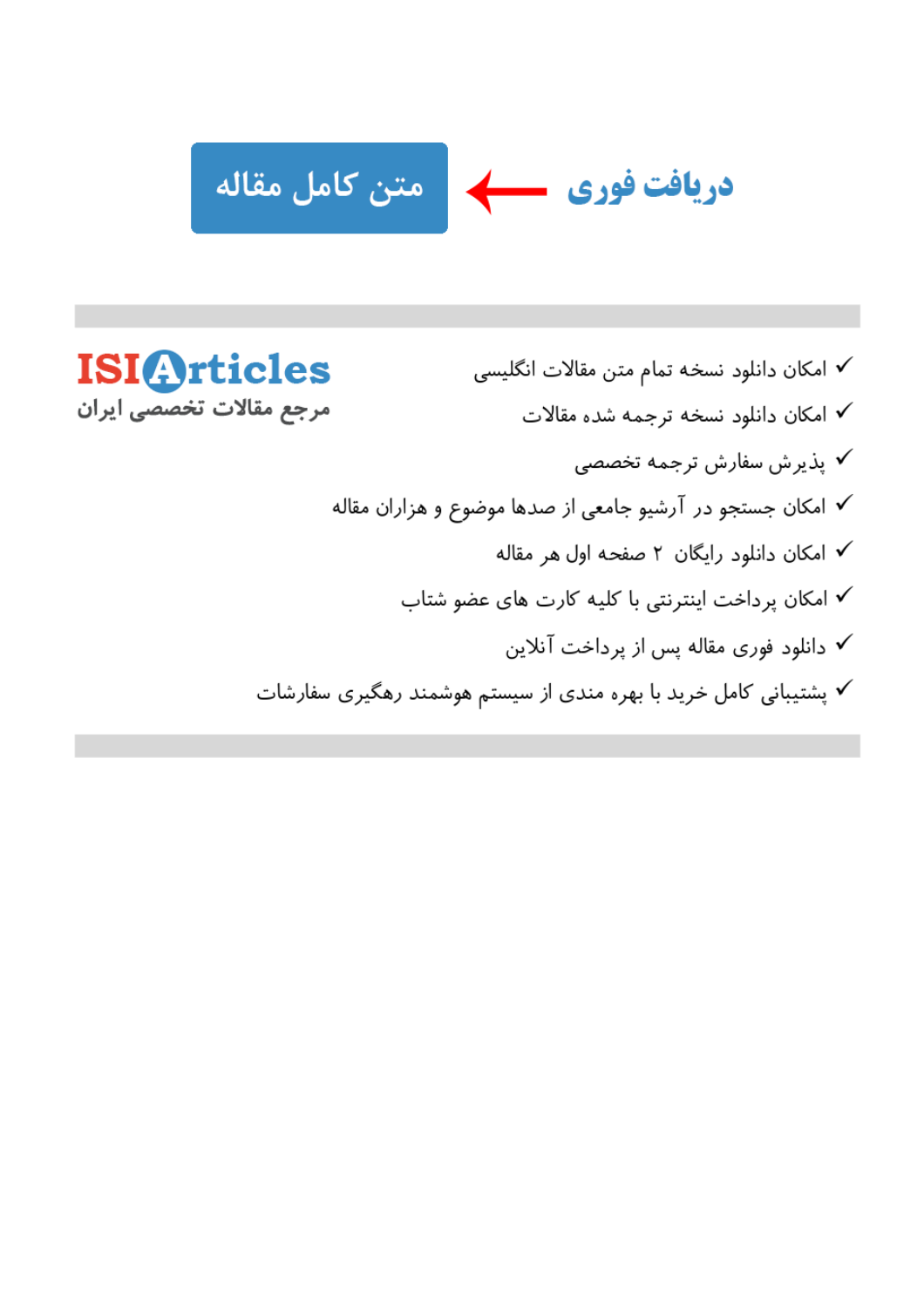دریافت فوری ← متن کامل مقاله

**ISIArticles**
مرجع مقالات تخصصی ایران

- ✓ امکان دانلود نسخه تمام متن مقالات انگلیسی
- ✓ امکان دانلود نسخه ترجمه شده مقالات
- ✓ پذیرش سفارش ترجمه تخصصی
- ✓ امکان جستجو در آرشیو جامعی از صدها موضوع و هزاران مقاله
- ✓ امکان دانلود رایگان ۲ صفحه اول هر مقاله
- ✓ امکان پرداخت اینترنتی با کلیه کارت های عضو شتاب
- ✓ دانلود فوری مقاله پس از پرداخت آنلاین
- ✓ پشتیبانی کامل خرید با بهره مندی از سیستم هوشمند رهگیری سفارشات